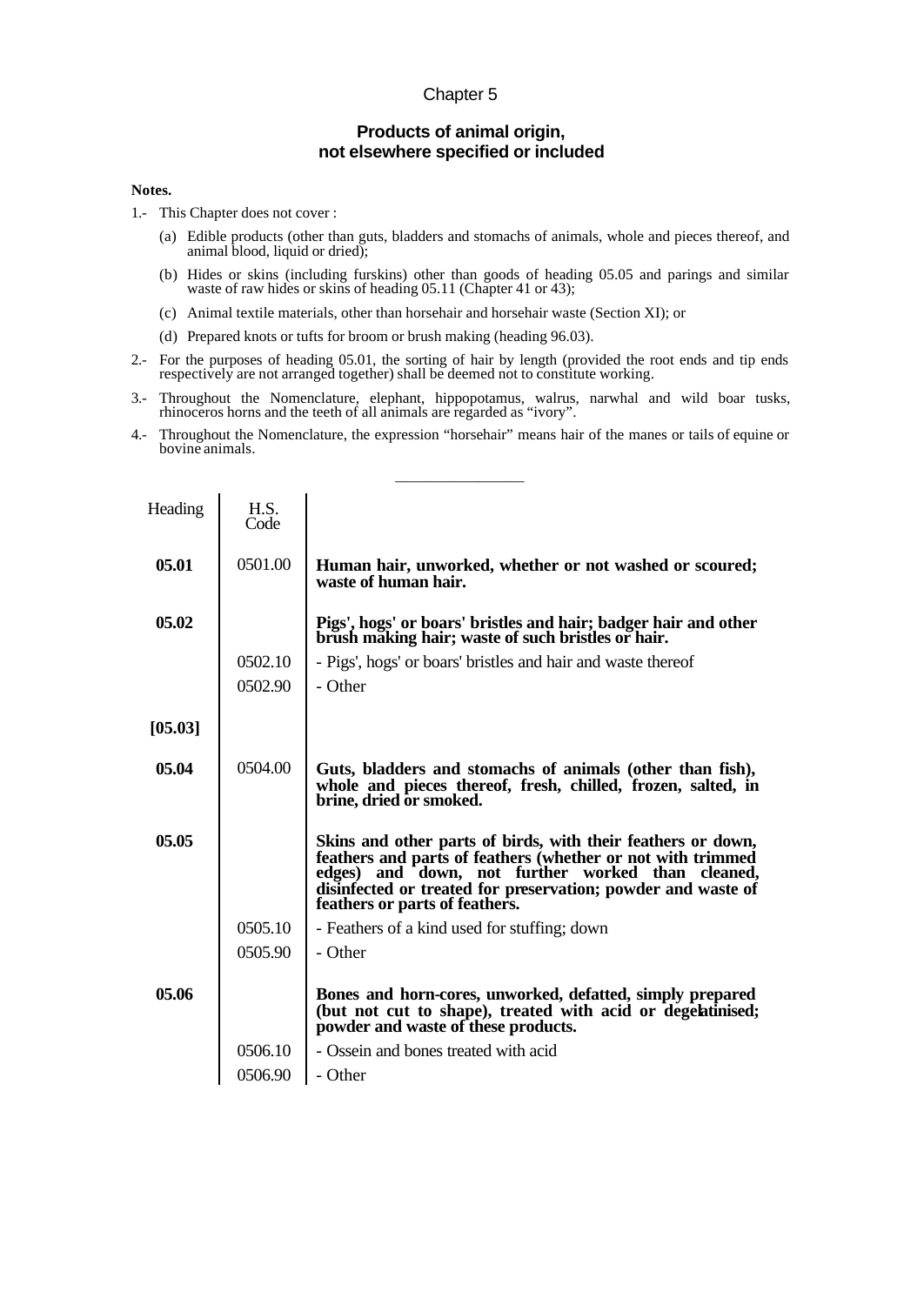# Chapter 5

## Products of animal origin, not elsewhere specified or included

**Notes.**

1.- This Chapter does not cover :

   (a) Edible products (other than guts, bladders and stomachs of animals, whole and pieces thereof, and animal blood, liquid or dried);

   (b) Hides or skins (including furskins) other than goods of heading 05.05 and parings and similar waste of raw hides or skins of heading 05.11 (Chapter 41 or 43);

   (c) Animal textile materials, other than horsehair and horsehair waste (Section XI); or

   (d) Prepared knots or tufts for broom or brush making (heading 96.03).

2.- For the purposes of heading 05.01, the sorting of hair by length (provided the root ends and tip ends respectively are not arranged together) shall be deemed not to constitute working.

3.- Throughout the Nomenclature, elephant, hippopotamus, walrus, narwhal and wild boar tusks, rhinoceros horns and the teeth of all animals are regarded as "ivory".

4.- Throughout the Nomenclature, the expression "horsehair" means hair of the manes or tails of equine or bovine animals.

---

| Heading | H.S. Code | |
|---|---|---|
| **05.01** | 0501.00 | **Human hair, unworked, whether or not washed or scoured; waste of human hair.** |
| **05.02** | | **Pigs', hogs' or boars' bristles and hair; badger hair and other brush making hair; waste of such bristles or hair.** |
| | 0502.10 | - Pigs', hogs' or boars' bristles and hair and waste thereof |
| | 0502.90 | - Other |
| **[05.03]** | | |
| **05.04** | 0504.00 | **Guts, bladders and stomachs of animals (other than fish), whole and pieces thereof, fresh, chilled, frozen, salted, in brine, dried or smoked.** |
| **05.05** | | **Skins and other parts of birds, with their feathers or down, feathers and parts of feathers (whether or not with trimmed edges) and down, not further worked than cleaned, disinfected or treated for preservation; powder and waste of feathers or parts of feathers.** |
| | 0505.10 | - Feathers of a kind used for stuffing; down |
| | 0505.90 | - Other |
| **05.06** | | **Bones and horn-cores, unworked, defatted, simply prepared (but not cut to shape), treated with acid or degelatinised; powder and waste of these products.** |
| | 0506.10 | - Ossein and bones treated with acid |
| | 0506.90 | - Other |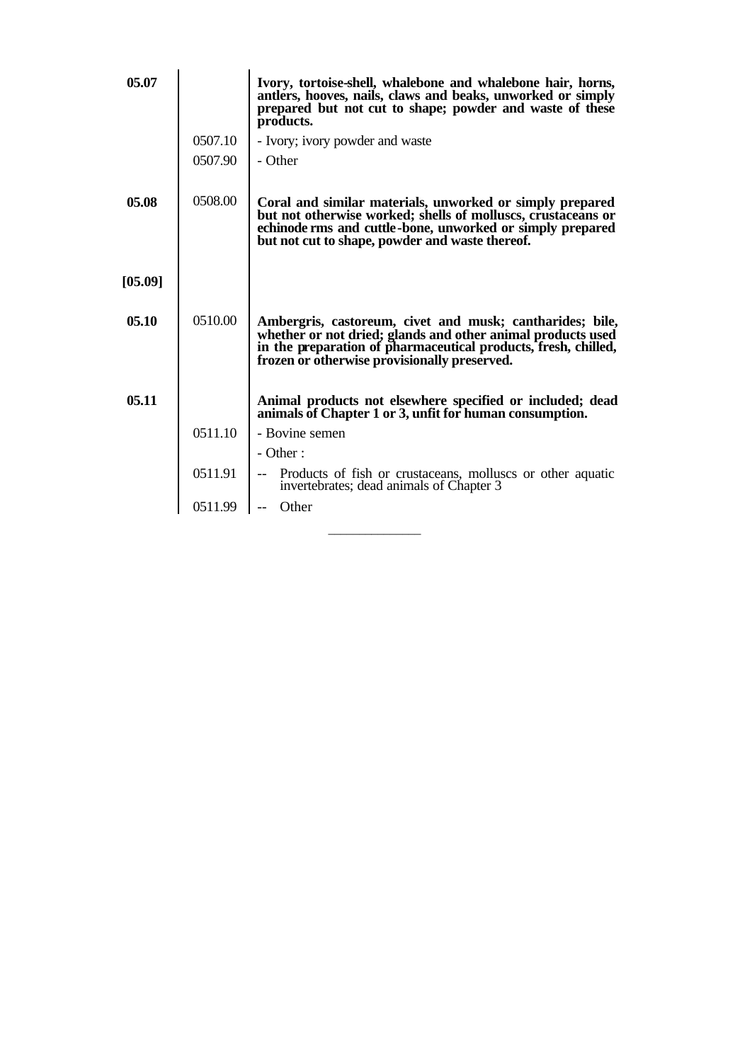| | | |
|---|---|---|
| **05.07** | | **Ivory, tortoise-shell, whalebone and whalebone hair, horns, antlers, hooves, nails, claws and beaks, unworked or simply prepared but not cut to shape; powder and waste of these products.** |
| | 0507.10 | - Ivory; ivory powder and waste |
| | 0507.90 | - Other |
| **05.08** | 0508.00 | **Coral and similar materials, unworked or simply prepared but not otherwise worked; shells of molluscs, crustaceans or echinoderms and cuttle-bone, unworked or simply prepared but not cut to shape, powder and waste thereof.** |
| **[05.09]** | | |
| **05.10** | 0510.00 | **Ambergris, castoreum, civet and musk; cantharides; bile, whether or not dried; glands and other animal products used in the preparation of pharmaceutical products, fresh, chilled, frozen or otherwise provisionally preserved.** |
| **05.11** | | **Animal products not elsewhere specified or included; dead animals of Chapter 1 or 3, unfit for human consumption.** |
| | 0511.10 | - Bovine semen |
| | | - Other : |
| | 0511.91 | -- Products of fish or crustaceans, molluscs or other aquatic invertebrates; dead animals of Chapter 3 |
| | 0511.99 | -- Other |